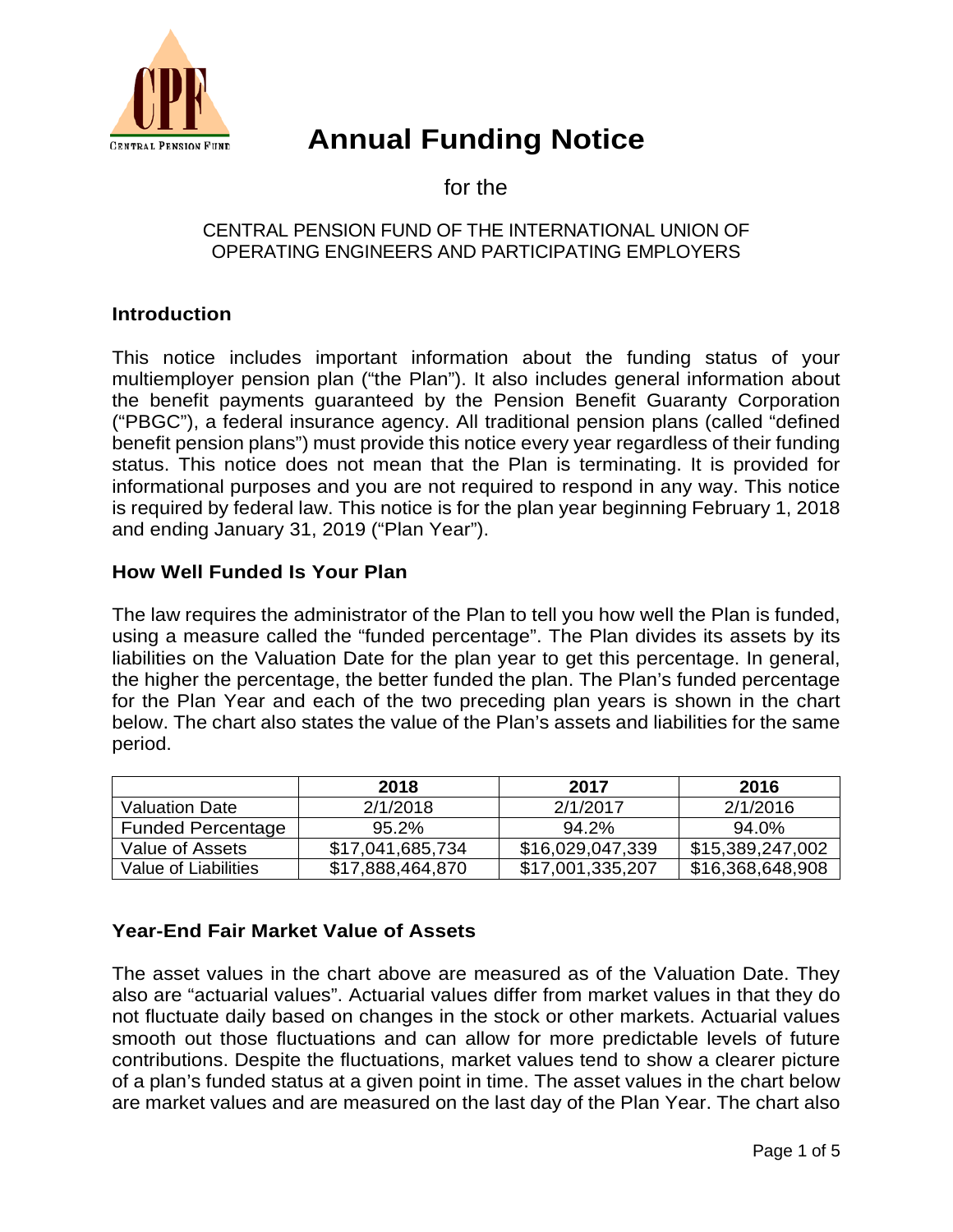# Annual Funding Notice

for the

CENTRAL PENSION FUND OF THE INTERNATIONAL UNION OF OPERATING ENGINEERS AND PARTICIPATING EMPLOYERS

## Introduction

This notice includes important information about the funding status of your multiemployer pension plan ("the Plan"). It also includes general information about the benefit payments guaranteed by the Pension Benefit Guaranty Corporation ("PBGC"), a federal insurance agency. All traditional pension plans (called "defined benefit pension plans") must provide this notice every year regardless of their funding status. This notice does not mean that the Plan is terminating. It is provided for informational purposes and you are not required to respond in any way. This notice is required by federal law. This notice is for the plan year beginning February 1, 2018 and ending January 31, 2019 ("Plan Year").

## How Well Funded Is Your Plan

The law requires the administrator of the Plan to tell you how well the Plan is funded, using a measure called the "funded percentage". The Plan divides its assets by its liabilities on the Valuation Date for the plan year to get this percentage. In general, the higher the percentage, the better funded the plan. The Plan's funded percentage for the Plan Year and each of the two preceding plan years is shown in the chart below. The chart also states the value of the Plan's assets and liabilities for the same period.

| | 2018 | 2017 | 2016 |
|---|---|---|---|
| Valuation Date | 2/1/2018 | 2/1/2017 | 2/1/2016 |
| Funded Percentage | 95.2% | 94.2% | 94.0% |
| Value of Assets | $17,041,685,734 | $16,029,047,339 | $15,389,247,002 |
| Value of Liabilities | $17,888,464,870 | $17,001,335,207 | $16,368,648,908 |

## Year-End Fair Market Value of Assets

The asset values in the chart above are measured as of the Valuation Date. They also are "actuarial values". Actuarial values differ from market values in that they do not fluctuate daily based on changes in the stock or other markets. Actuarial values smooth out those fluctuations and can allow for more predictable levels of future contributions. Despite the fluctuations, market values tend to show a clearer picture of a plan's funded status at a given point in time. The asset values in the chart below are market values and are measured on the last day of the Plan Year. The chart also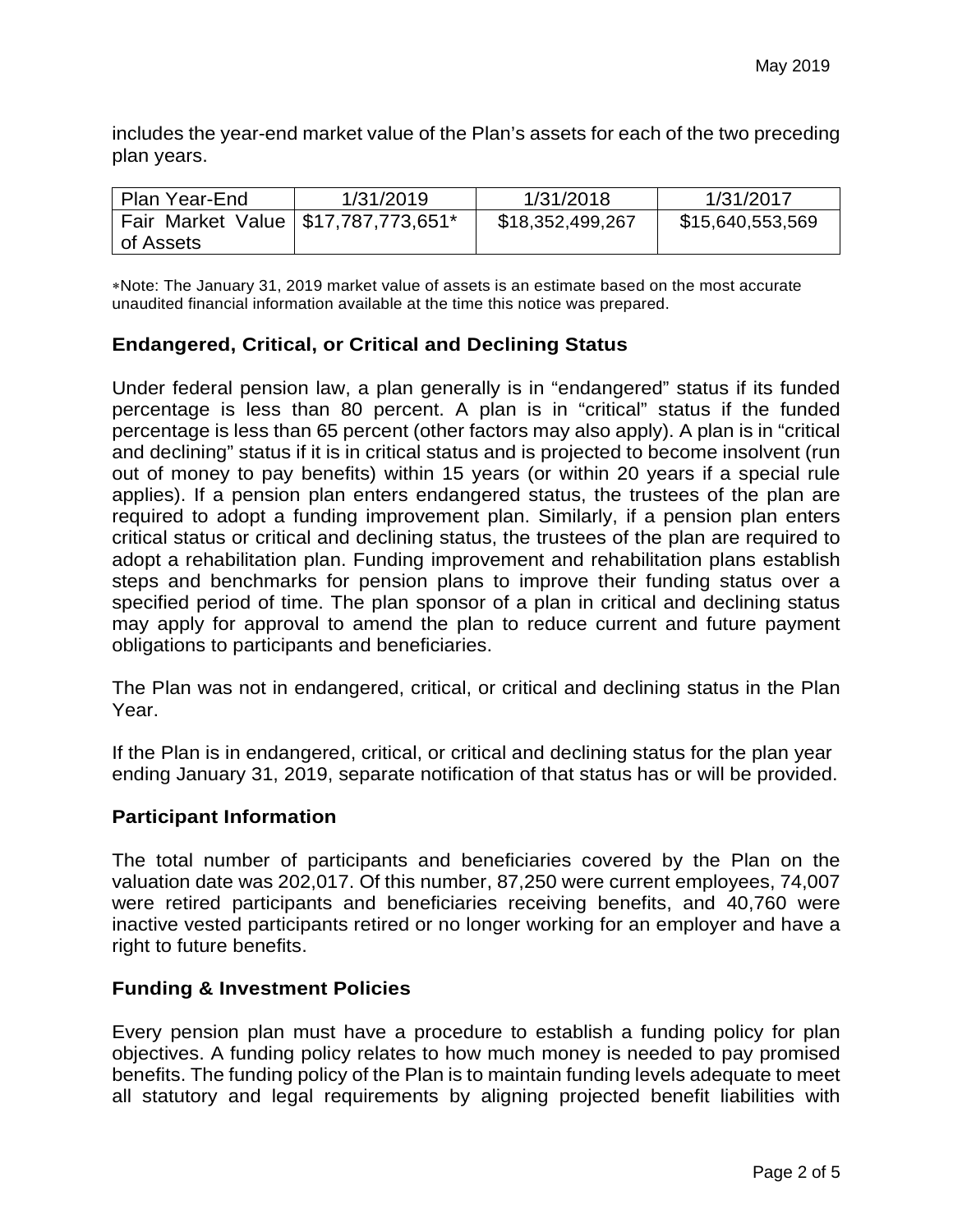includes the year-end market value of the Plan's assets for each of the two preceding plan years.

| Plan Year-End | 1/31/2019 | 1/31/2018 | 1/31/2017 |
|---|---|---|---|
| Fair Market Value of Assets | $17,787,773,651* | $18,352,499,267 | $15,640,553,569 |

*Note: The January 31, 2019 market value of assets is an estimate based on the most accurate unaudited financial information available at the time this notice was prepared.

## Endangered, Critical, or Critical and Declining Status

Under federal pension law, a plan generally is in "endangered" status if its funded percentage is less than 80 percent. A plan is in "critical" status if the funded percentage is less than 65 percent (other factors may also apply). A plan is in "critical and declining" status if it is in critical status and is projected to become insolvent (run out of money to pay benefits) within 15 years (or within 20 years if a special rule applies). If a pension plan enters endangered status, the trustees of the plan are required to adopt a funding improvement plan. Similarly, if a pension plan enters critical status or critical and declining status, the trustees of the plan are required to adopt a rehabilitation plan. Funding improvement and rehabilitation plans establish steps and benchmarks for pension plans to improve their funding status over a specified period of time. The plan sponsor of a plan in critical and declining status may apply for approval to amend the plan to reduce current and future payment obligations to participants and beneficiaries.

The Plan was not in endangered, critical, or critical and declining status in the Plan Year.

If the Plan is in endangered, critical, or critical and declining status for the plan year ending January 31, 2019, separate notification of that status has or will be provided.

## Participant Information

The total number of participants and beneficiaries covered by the Plan on the valuation date was 202,017. Of this number, 87,250 were current employees, 74,007 were retired participants and beneficiaries receiving benefits, and 40,760 were inactive vested participants retired or no longer working for an employer and have a right to future benefits.

## Funding & Investment Policies

Every pension plan must have a procedure to establish a funding policy for plan objectives. A funding policy relates to how much money is needed to pay promised benefits. The funding policy of the Plan is to maintain funding levels adequate to meet all statutory and legal requirements by aligning projected benefit liabilities with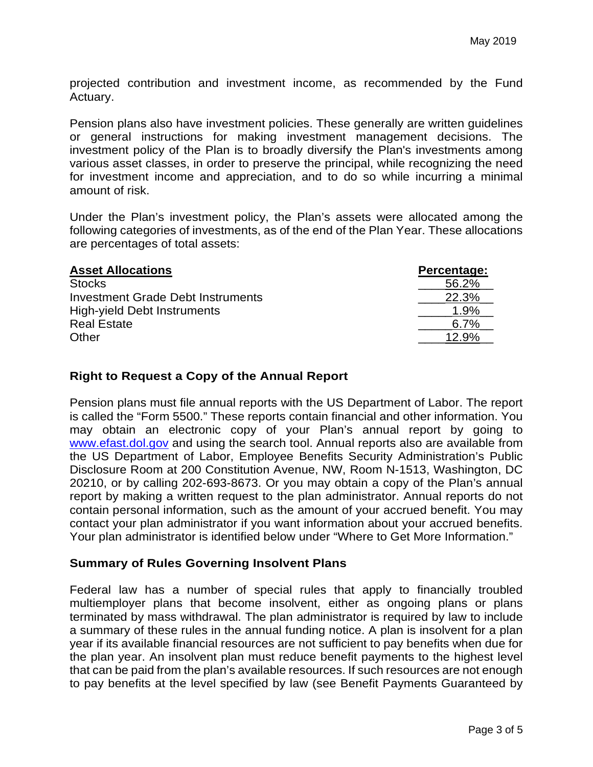projected contribution and investment income, as recommended by the Fund Actuary.

Pension plans also have investment policies. These generally are written guidelines or general instructions for making investment management decisions. The investment policy of the Plan is to broadly diversify the Plan's investments among various asset classes, in order to preserve the principal, while recognizing the need for investment income and appreciation, and to do so while incurring a minimal amount of risk.

Under the Plan's investment policy, the Plan's assets were allocated among the following categories of investments, as of the end of the Plan Year. These allocations are percentages of total assets:

| **Asset Allocations** | **Percentage:** |
|---|---|
| Stocks | 56.2% |
| Investment Grade Debt Instruments | 22.3% |
| High-yield Debt Instruments | 1.9% |
| Real Estate | 6.7% |
| Other | 12.9% |

## Right to Request a Copy of the Annual Report

Pension plans must file annual reports with the US Department of Labor. The report is called the "Form 5500." These reports contain financial and other information. You may obtain an electronic copy of your Plan's annual report by going to www.efast.dol.gov and using the search tool. Annual reports also are available from the US Department of Labor, Employee Benefits Security Administration's Public Disclosure Room at 200 Constitution Avenue, NW, Room N-1513, Washington, DC 20210, or by calling 202-693-8673. Or you may obtain a copy of the Plan's annual report by making a written request to the plan administrator. Annual reports do not contain personal information, such as the amount of your accrued benefit. You may contact your plan administrator if you want information about your accrued benefits. Your plan administrator is identified below under "Where to Get More Information."

## Summary of Rules Governing Insolvent Plans

Federal law has a number of special rules that apply to financially troubled multiemployer plans that become insolvent, either as ongoing plans or plans terminated by mass withdrawal. The plan administrator is required by law to include a summary of these rules in the annual funding notice. A plan is insolvent for a plan year if its available financial resources are not sufficient to pay benefits when due for the plan year. An insolvent plan must reduce benefit payments to the highest level that can be paid from the plan's available resources. If such resources are not enough to pay benefits at the level specified by law (see Benefit Payments Guaranteed by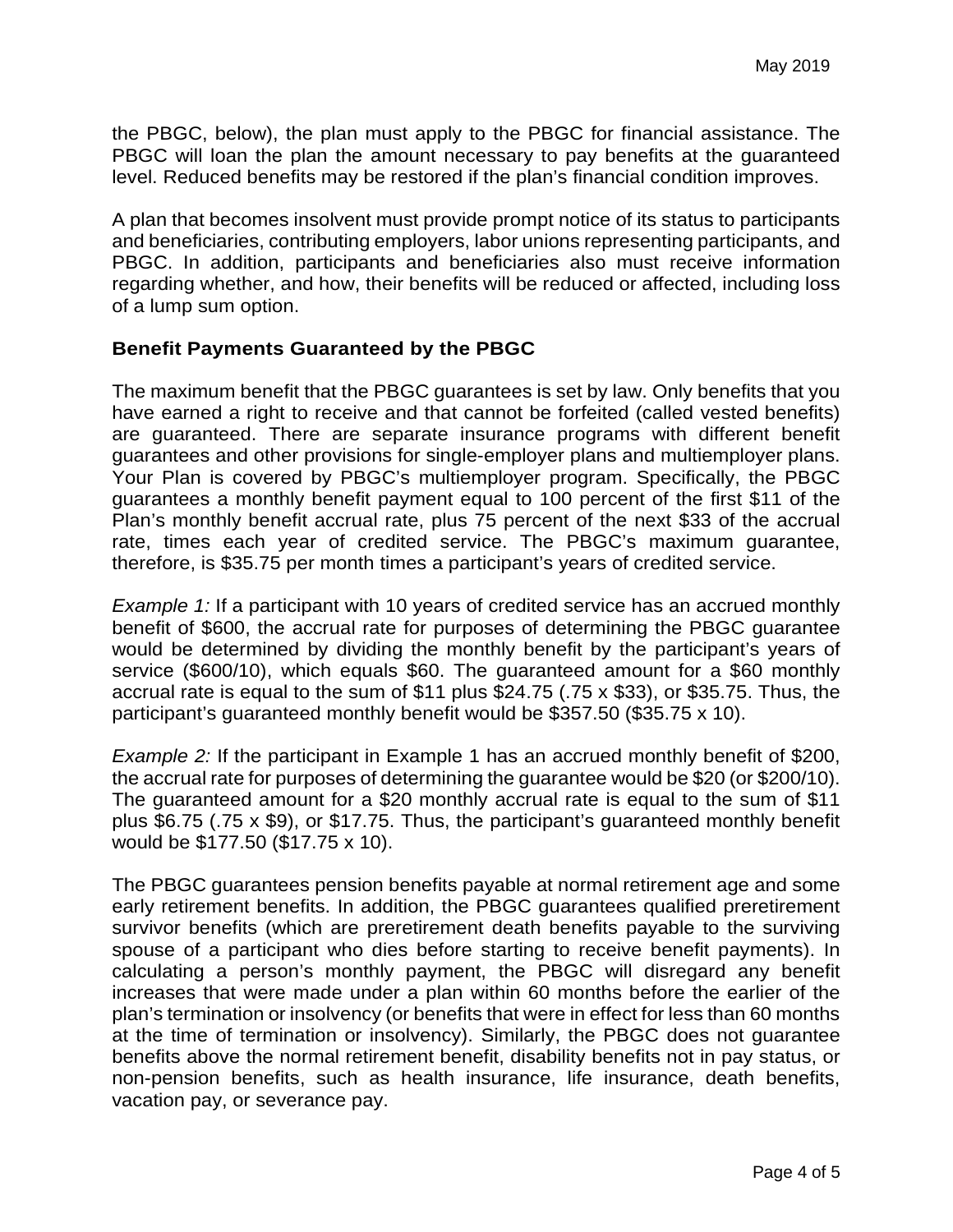the PBGC, below), the plan must apply to the PBGC for financial assistance. The PBGC will loan the plan the amount necessary to pay benefits at the guaranteed level. Reduced benefits may be restored if the plan's financial condition improves.

A plan that becomes insolvent must provide prompt notice of its status to participants and beneficiaries, contributing employers, labor unions representing participants, and PBGC. In addition, participants and beneficiaries also must receive information regarding whether, and how, their benefits will be reduced or affected, including loss of a lump sum option.

### Benefit Payments Guaranteed by the PBGC

The maximum benefit that the PBGC guarantees is set by law. Only benefits that you have earned a right to receive and that cannot be forfeited (called vested benefits) are guaranteed. There are separate insurance programs with different benefit guarantees and other provisions for single-employer plans and multiemployer plans. Your Plan is covered by PBGC's multiemployer program. Specifically, the PBGC guarantees a monthly benefit payment equal to 100 percent of the first $11 of the Plan's monthly benefit accrual rate, plus 75 percent of the next $33 of the accrual rate, times each year of credited service. The PBGC's maximum guarantee, therefore, is $35.75 per month times a participant's years of credited service.

*Example 1:* If a participant with 10 years of credited service has an accrued monthly benefit of $600, the accrual rate for purposes of determining the PBGC guarantee would be determined by dividing the monthly benefit by the participant's years of service ($600/10), which equals $60. The guaranteed amount for a $60 monthly accrual rate is equal to the sum of $11 plus $24.75 (.75 x $33), or $35.75. Thus, the participant's guaranteed monthly benefit would be $357.50 ($35.75 x 10).

*Example 2:* If the participant in Example 1 has an accrued monthly benefit of $200, the accrual rate for purposes of determining the guarantee would be $20 (or $200/10). The guaranteed amount for a $20 monthly accrual rate is equal to the sum of $11 plus $6.75 (.75 x $9), or $17.75. Thus, the participant's guaranteed monthly benefit would be $177.50 ($17.75 x 10).

The PBGC guarantees pension benefits payable at normal retirement age and some early retirement benefits. In addition, the PBGC guarantees qualified preretirement survivor benefits (which are preretirement death benefits payable to the surviving spouse of a participant who dies before starting to receive benefit payments). In calculating a person's monthly payment, the PBGC will disregard any benefit increases that were made under a plan within 60 months before the earlier of the plan's termination or insolvency (or benefits that were in effect for less than 60 months at the time of termination or insolvency). Similarly, the PBGC does not guarantee benefits above the normal retirement benefit, disability benefits not in pay status, or non-pension benefits, such as health insurance, life insurance, death benefits, vacation pay, or severance pay.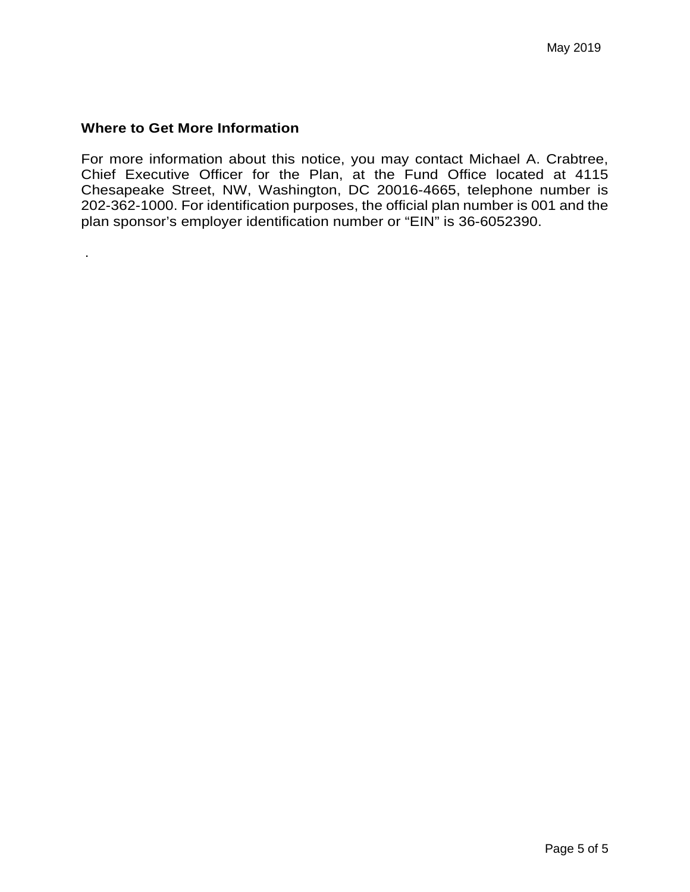## Where to Get More Information

For more information about this notice, you may contact Michael A. Crabtree, Chief Executive Officer for the Plan, at the Fund Office located at 4115 Chesapeake Street, NW, Washington, DC 20016-4665, telephone number is 202-362-1000. For identification purposes, the official plan number is 001 and the plan sponsor's employer identification number or "EIN" is 36-6052390.

.